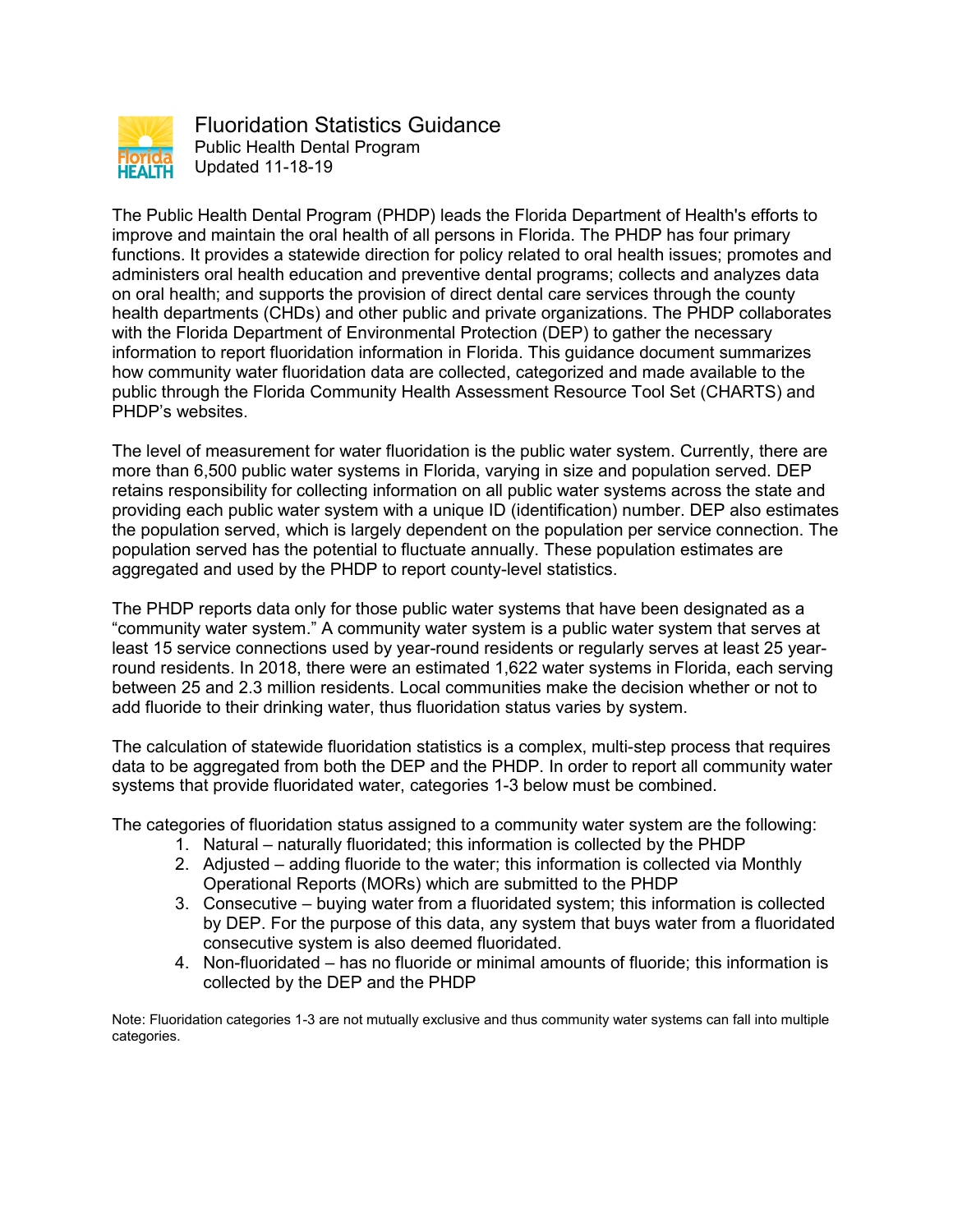# Fluoridation Statistics Guidance

Public Health Dental Program
Updated 11-18-19

The Public Health Dental Program (PHDP) leads the Florida Department of Health's efforts to improve and maintain the oral health of all persons in Florida. The PHDP has four primary functions. It provides a statewide direction for policy related to oral health issues; promotes and administers oral health education and preventive dental programs; collects and analyzes data on oral health; and supports the provision of direct dental care services through the county health departments (CHDs) and other public and private organizations. The PHDP collaborates with the Florida Department of Environmental Protection (DEP) to gather the necessary information to report fluoridation information in Florida. This guidance document summarizes how community water fluoridation data are collected, categorized and made available to the public through the Florida Community Health Assessment Resource Tool Set (CHARTS) and PHDP's websites.

The level of measurement for water fluoridation is the public water system. Currently, there are more than 6,500 public water systems in Florida, varying in size and population served. DEP retains responsibility for collecting information on all public water systems across the state and providing each public water system with a unique ID (identification) number. DEP also estimates the population served, which is largely dependent on the population per service connection. The population served has the potential to fluctuate annually. These population estimates are aggregated and used by the PHDP to report county-level statistics.

The PHDP reports data only for those public water systems that have been designated as a "community water system." A community water system is a public water system that serves at least 15 service connections used by year-round residents or regularly serves at least 25 year-round residents. In 2018, there were an estimated 1,622 water systems in Florida, each serving between 25 and 2.3 million residents. Local communities make the decision whether or not to add fluoride to their drinking water, thus fluoridation status varies by system.

The calculation of statewide fluoridation statistics is a complex, multi-step process that requires data to be aggregated from both the DEP and the PHDP. In order to report all community water systems that provide fluoridated water, categories 1-3 below must be combined.

The categories of fluoridation status assigned to a community water system are the following:

1. Natural – naturally fluoridated; this information is collected by the PHDP
2. Adjusted – adding fluoride to the water; this information is collected via Monthly Operational Reports (MORs) which are submitted to the PHDP
3. Consecutive – buying water from a fluoridated system; this information is collected by DEP. For the purpose of this data, any system that buys water from a fluoridated consecutive system is also deemed fluoridated.
4. Non-fluoridated – has no fluoride or minimal amounts of fluoride; this information is collected by the DEP and the PHDP

Note: Fluoridation categories 1-3 are not mutually exclusive and thus community water systems can fall into multiple categories.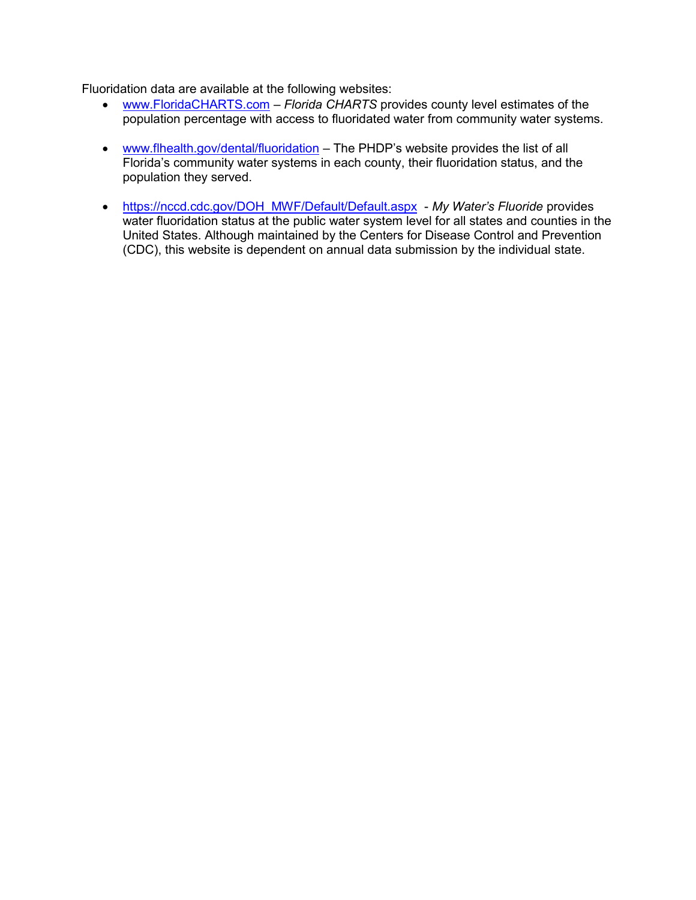Fluoridation data are available at the following websites:

- [www.FloridaCHARTS.com](http://www.FloridaCHARTS.com) – *Florida CHARTS* provides county level estimates of the population percentage with access to fluoridated water from community water systems.

- [www.flhealth.gov/dental/fluoridation](http://www.flhealth.gov/dental/fluoridation) – The PHDP's website provides the list of all Florida's community water systems in each county, their fluoridation status, and the population they served.

- [https://nccd.cdc.gov/DOH_MWF/Default/Default.aspx](https://nccd.cdc.gov/DOH_MWF/Default/Default.aspx) - *My Water's Fluoride* provides water fluoridation status at the public water system level for all states and counties in the United States. Although maintained by the Centers for Disease Control and Prevention (CDC), this website is dependent on annual data submission by the individual state.